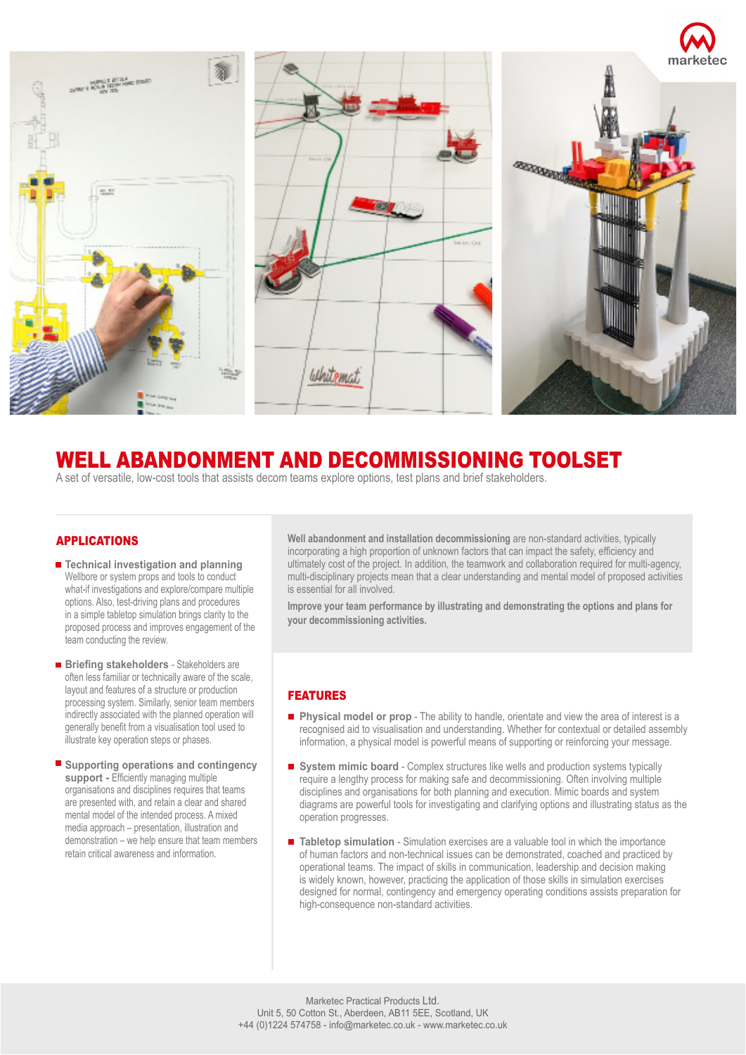# WELL ABANDONMENT AND DECOMMISSIONING TOOLSET

A set of versatile, low-cost tools that assists decom teams explore options, test plans and brief stakeholders.

## APPLICATIONS

- **Technical investigation and planning**
  Wellbore or system props and tools to conduct what-if investigations and explore/compare multiple options. Also, test-driving plans and procedures in a simple tabletop simulation brings clarity to the proposed process and improves engagement of the team conducting the review.

- **Briefing stakeholders** - Stakeholders are often less familiar or technically aware of the scale, layout and features of a structure or production processing system. Similarly, senior team members indirectly associated with the planned operation will generally benefit from a visualisation tool used to illustrate key operation steps or phases.

- **Supporting operations and contingency support** - Efficiently managing multiple organisations and disciplines requires that teams are presented with, and retain a clear and shared mental model of the intended process. A mixed media approach – presentation, illustration and demonstration – we help ensure that team members retain critical awareness and information.

**Well abandonment and installation decommissioning** are non-standard activities, typically incorporating a high proportion of unknown factors that can impact the safety, efficiency and ultimately cost of the project. In addition, the teamwork and collaboration required for multi-agency, multi-disciplinary projects mean that a clear understanding and mental model of proposed activities is essential for all involved.

**Improve your team performance by illustrating and demonstrating the options and plans for your decommissioning activities.**

## FEATURES

- **Physical model or prop** - The ability to handle, orientate and view the area of interest is a recognised aid to visualisation and understanding. Whether for contextual or detailed assembly information, a physical model is powerful means of supporting or reinforcing your message.

- **System mimic board** - Complex structures like wells and production systems typically require a lengthy process for making safe and decommissioning. Often involving multiple disciplines and organisations for both planning and execution. Mimic boards and system diagrams are powerful tools for investigating and clarifying options and illustrating status as the operation progresses.

- **Tabletop simulation** - Simulation exercises are a valuable tool in which the importance of human factors and non-technical issues can be demonstrated, coached and practiced by operational teams. The impact of skills in communication, leadership and decision making is widely known, however, practicing the application of those skills in simulation exercises designed for normal, contingency and emergency operating conditions assists preparation for high-consequence non-standard activities.

Marketec Practical Products Ltd.
Unit 5, 50 Cotton St., Aberdeen, AB11 5EE, Scotland, UK
+44 (0)1224 574758 - info@marketec.co.uk - www.marketec.co.uk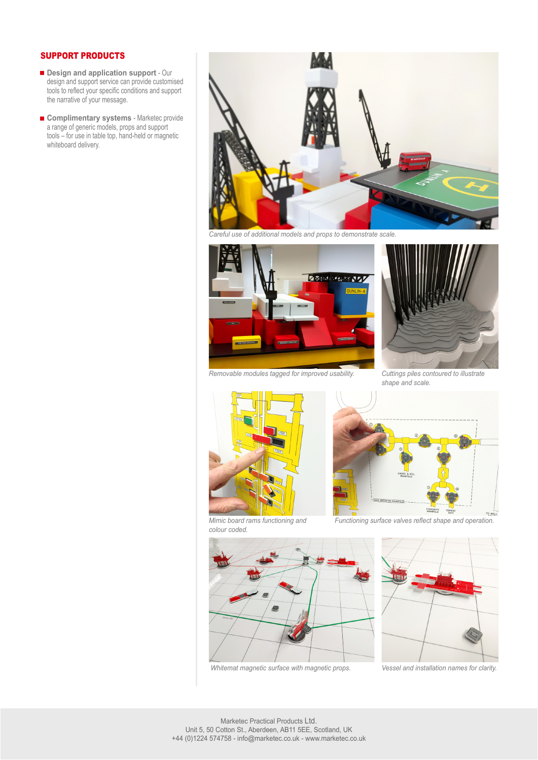## SUPPORT PRODUCTS

- **Design and application support** - Our design and support service can provide customised tools to reflect your specific conditions and support the narrative of your message.
- **Complimentary systems** - Marketec provide a range of generic models, props and support tools – for use in table top, hand-held or magnetic whiteboard delivery.

*Careful use of additional models and props to demonstrate scale.*

*Removable modules tagged for improved usability.*

*Cuttings piles contoured to illustrate shape and scale.*

*Mimic board rams functioning and colour coded.*

*Functioning surface valves reflect shape and operation.*

*Whitemat magnetic surface with magnetic props.*

*Vessel and installation names for clarity.*

Marketec Practical Products Ltd.
Unit 5, 50 Cotton St., Aberdeen, AB11 5EE, Scotland, UK
+44 (0)1224 574758 - info@marketec.co.uk - www.marketec.co.uk